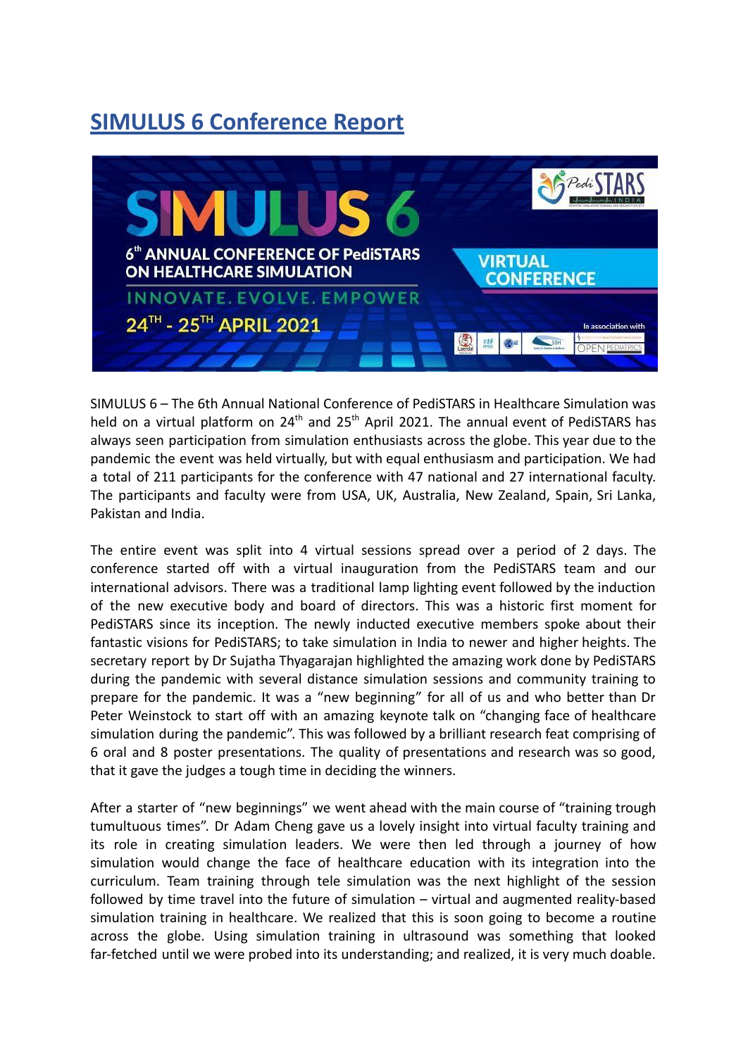# SIMULUS 6 Conference Report

SIMULUS 6 – The 6th Annual National Conference of PediSTARS in Healthcare Simulation was held on a virtual platform on 24th and 25th April 2021. The annual event of PediSTARS has always seen participation from simulation enthusiasts across the globe. This year due to the pandemic the event was held virtually, but with equal enthusiasm and participation. We had a total of 211 participants for the conference with 47 national and 27 international faculty. The participants and faculty were from USA, UK, Australia, New Zealand, Spain, Sri Lanka, Pakistan and India.

The entire event was split into 4 virtual sessions spread over a period of 2 days. The conference started off with a virtual inauguration from the PediSTARS team and our international advisors. There was a traditional lamp lighting event followed by the induction of the new executive body and board of directors. This was a historic first moment for PediSTARS since its inception. The newly inducted executive members spoke about their fantastic visions for PediSTARS; to take simulation in India to newer and higher heights. The secretary report by Dr Sujatha Thyagarajan highlighted the amazing work done by PediSTARS during the pandemic with several distance simulation sessions and community training to prepare for the pandemic. It was a "new beginning" for all of us and who better than Dr Peter Weinstock to start off with an amazing keynote talk on "changing face of healthcare simulation during the pandemic". This was followed by a brilliant research feat comprising of 6 oral and 8 poster presentations. The quality of presentations and research was so good, that it gave the judges a tough time in deciding the winners.

After a starter of "new beginnings" we went ahead with the main course of "training trough tumultuous times". Dr Adam Cheng gave us a lovely insight into virtual faculty training and its role in creating simulation leaders. We were then led through a journey of how simulation would change the face of healthcare education with its integration into the curriculum. Team training through tele simulation was the next highlight of the session followed by time travel into the future of simulation – virtual and augmented reality-based simulation training in healthcare. We realized that this is soon going to become a routine across the globe. Using simulation training in ultrasound was something that looked far-fetched until we were probed into its understanding; and realized, it is very much doable.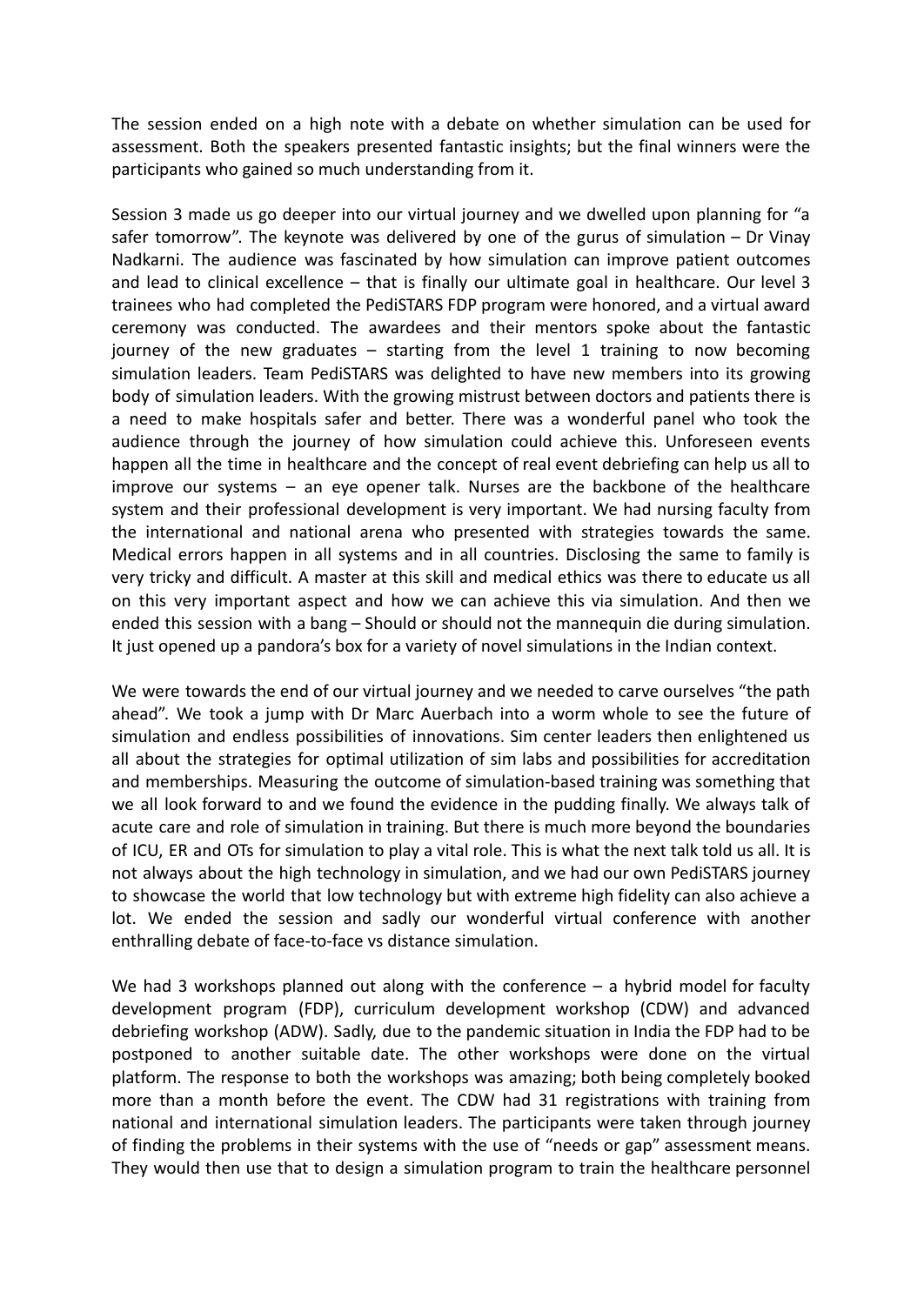The session ended on a high note with a debate on whether simulation can be used for assessment. Both the speakers presented fantastic insights; but the final winners were the participants who gained so much understanding from it.

Session 3 made us go deeper into our virtual journey and we dwelled upon planning for "a safer tomorrow". The keynote was delivered by one of the gurus of simulation – Dr Vinay Nadkarni. The audience was fascinated by how simulation can improve patient outcomes and lead to clinical excellence – that is finally our ultimate goal in healthcare. Our level 3 trainees who had completed the PediSTARS FDP program were honored, and a virtual award ceremony was conducted. The awardees and their mentors spoke about the fantastic journey of the new graduates – starting from the level 1 training to now becoming simulation leaders. Team PediSTARS was delighted to have new members into its growing body of simulation leaders. With the growing mistrust between doctors and patients there is a need to make hospitals safer and better. There was a wonderful panel who took the audience through the journey of how simulation could achieve this. Unforeseen events happen all the time in healthcare and the concept of real event debriefing can help us all to improve our systems – an eye opener talk. Nurses are the backbone of the healthcare system and their professional development is very important. We had nursing faculty from the international and national arena who presented with strategies towards the same. Medical errors happen in all systems and in all countries. Disclosing the same to family is very tricky and difficult. A master at this skill and medical ethics was there to educate us all on this very important aspect and how we can achieve this via simulation. And then we ended this session with a bang – Should or should not the mannequin die during simulation. It just opened up a pandora's box for a variety of novel simulations in the Indian context.

We were towards the end of our virtual journey and we needed to carve ourselves "the path ahead". We took a jump with Dr Marc Auerbach into a worm whole to see the future of simulation and endless possibilities of innovations. Sim center leaders then enlightened us all about the strategies for optimal utilization of sim labs and possibilities for accreditation and memberships. Measuring the outcome of simulation-based training was something that we all look forward to and we found the evidence in the pudding finally. We always talk of acute care and role of simulation in training. But there is much more beyond the boundaries of ICU, ER and OTs for simulation to play a vital role. This is what the next talk told us all. It is not always about the high technology in simulation, and we had our own PediSTARS journey to showcase the world that low technology but with extreme high fidelity can also achieve a lot. We ended the session and sadly our wonderful virtual conference with another enthralling debate of face-to-face vs distance simulation.

We had 3 workshops planned out along with the conference – a hybrid model for faculty development program (FDP), curriculum development workshop (CDW) and advanced debriefing workshop (ADW). Sadly, due to the pandemic situation in India the FDP had to be postponed to another suitable date. The other workshops were done on the virtual platform. The response to both the workshops was amazing; both being completely booked more than a month before the event. The CDW had 31 registrations with training from national and international simulation leaders. The participants were taken through journey of finding the problems in their systems with the use of "needs or gap" assessment means. They would then use that to design a simulation program to train the healthcare personnel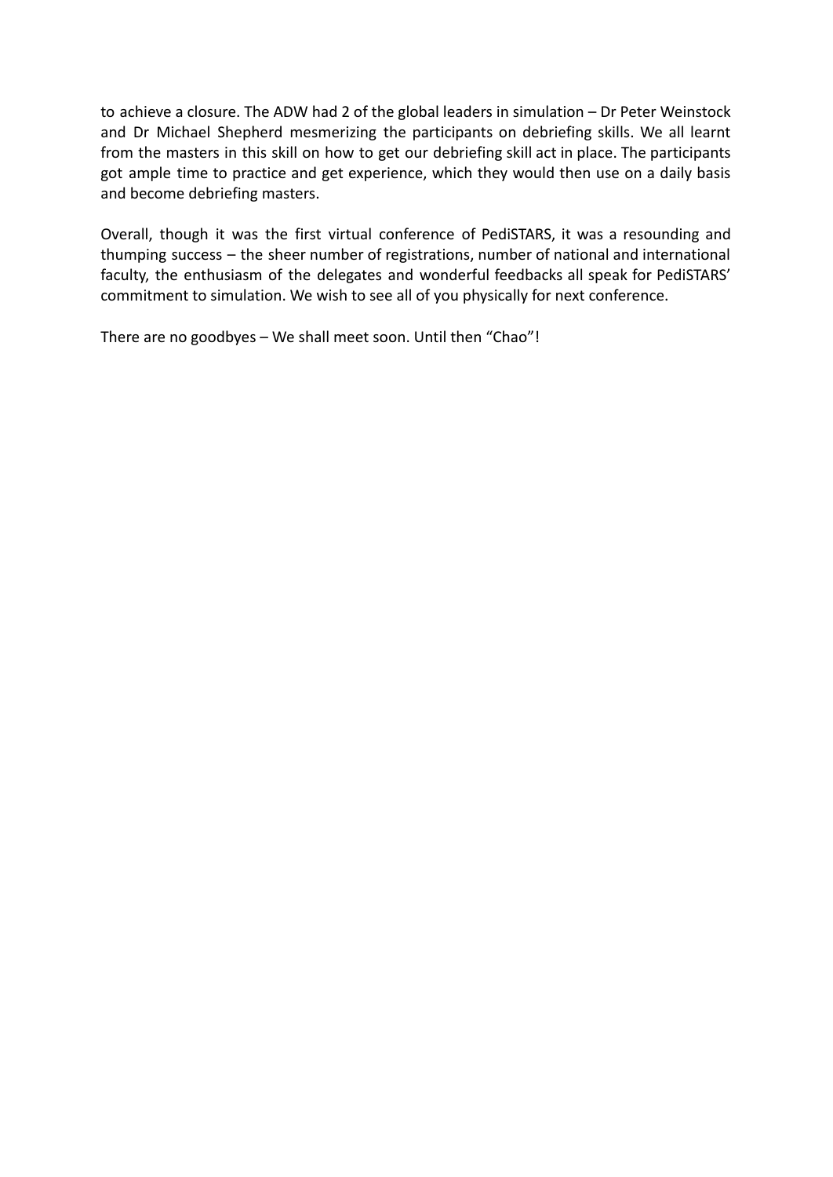to achieve a closure. The ADW had 2 of the global leaders in simulation – Dr Peter Weinstock and Dr Michael Shepherd mesmerizing the participants on debriefing skills. We all learnt from the masters in this skill on how to get our debriefing skill act in place. The participants got ample time to practice and get experience, which they would then use on a daily basis and become debriefing masters.

Overall, though it was the first virtual conference of PediSTARS, it was a resounding and thumping success – the sheer number of registrations, number of national and international faculty, the enthusiasm of the delegates and wonderful feedbacks all speak for PediSTARS' commitment to simulation. We wish to see all of you physically for next conference.

There are no goodbyes – We shall meet soon. Until then "Chao"!